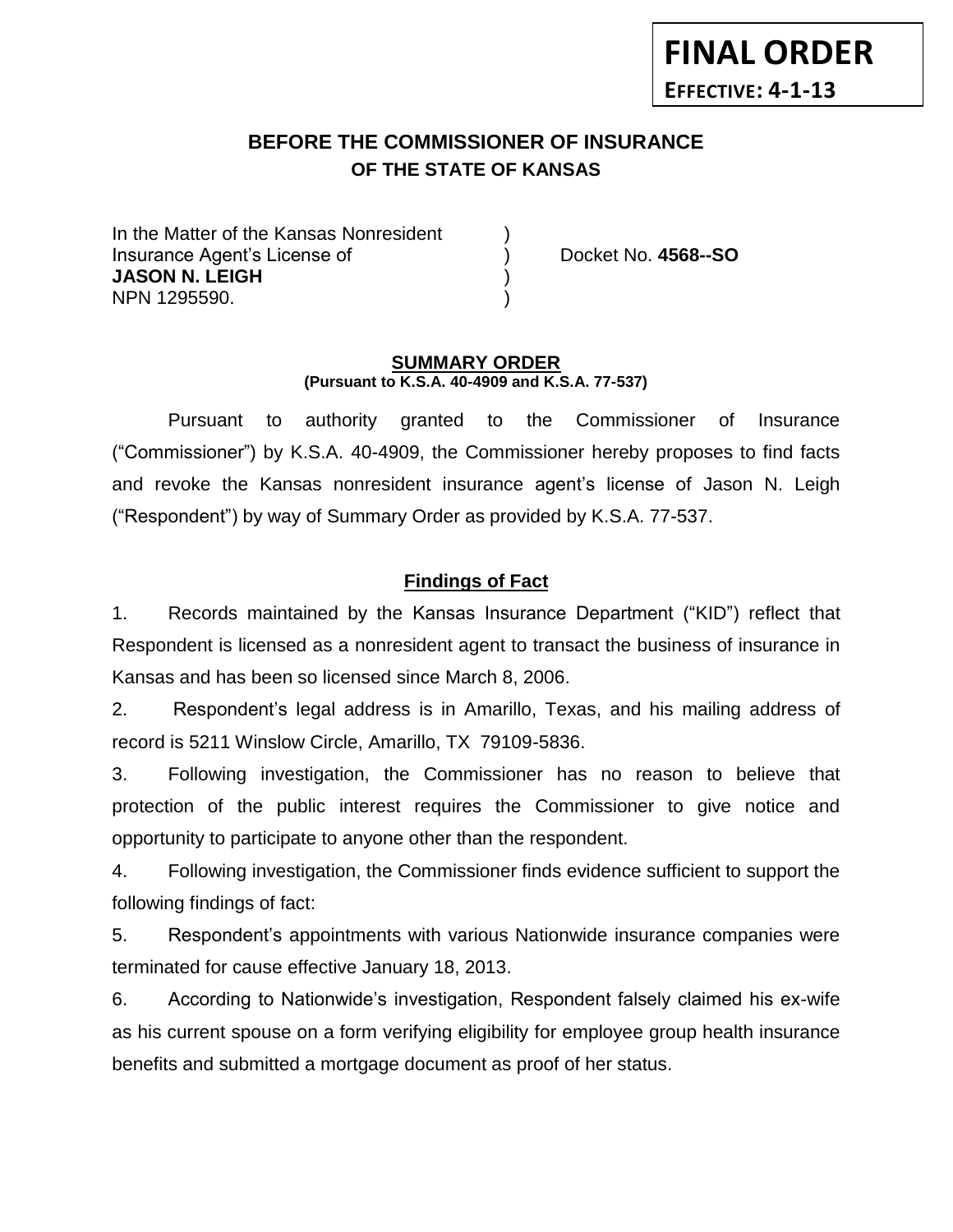**FINAL ORDER**

**EFFECTIVE: 4-1-13**

# BEFORE THE COMMISSIONER OF INSURANCE
## OF THE STATE OF KANSAS

In the Matter of the Kansas Nonresident )
Insurance Agent's License of ) Docket No. **4568--SO**
**JASON N. LEIGH** )
NPN 1295590. )

**SUMMARY ORDER**
**(Pursuant to K.S.A. 40-4909 and K.S.A. 77-537)**

Pursuant to authority granted to the Commissioner of Insurance ("Commissioner") by K.S.A. 40-4909, the Commissioner hereby proposes to find facts and revoke the Kansas nonresident insurance agent's license of Jason N. Leigh ("Respondent") by way of Summary Order as provided by K.S.A. 77-537.

**Findings of Fact**

1. Records maintained by the Kansas Insurance Department ("KID") reflect that Respondent is licensed as a nonresident agent to transact the business of insurance in Kansas and has been so licensed since March 8, 2006.

2. Respondent's legal address is in Amarillo, Texas, and his mailing address of record is 5211 Winslow Circle, Amarillo, TX 79109-5836.

3. Following investigation, the Commissioner has no reason to believe that protection of the public interest requires the Commissioner to give notice and opportunity to participate to anyone other than the respondent.

4. Following investigation, the Commissioner finds evidence sufficient to support the following findings of fact:

5. Respondent's appointments with various Nationwide insurance companies were terminated for cause effective January 18, 2013.

6. According to Nationwide's investigation, Respondent falsely claimed his ex-wife as his current spouse on a form verifying eligibility for employee group health insurance benefits and submitted a mortgage document as proof of her status.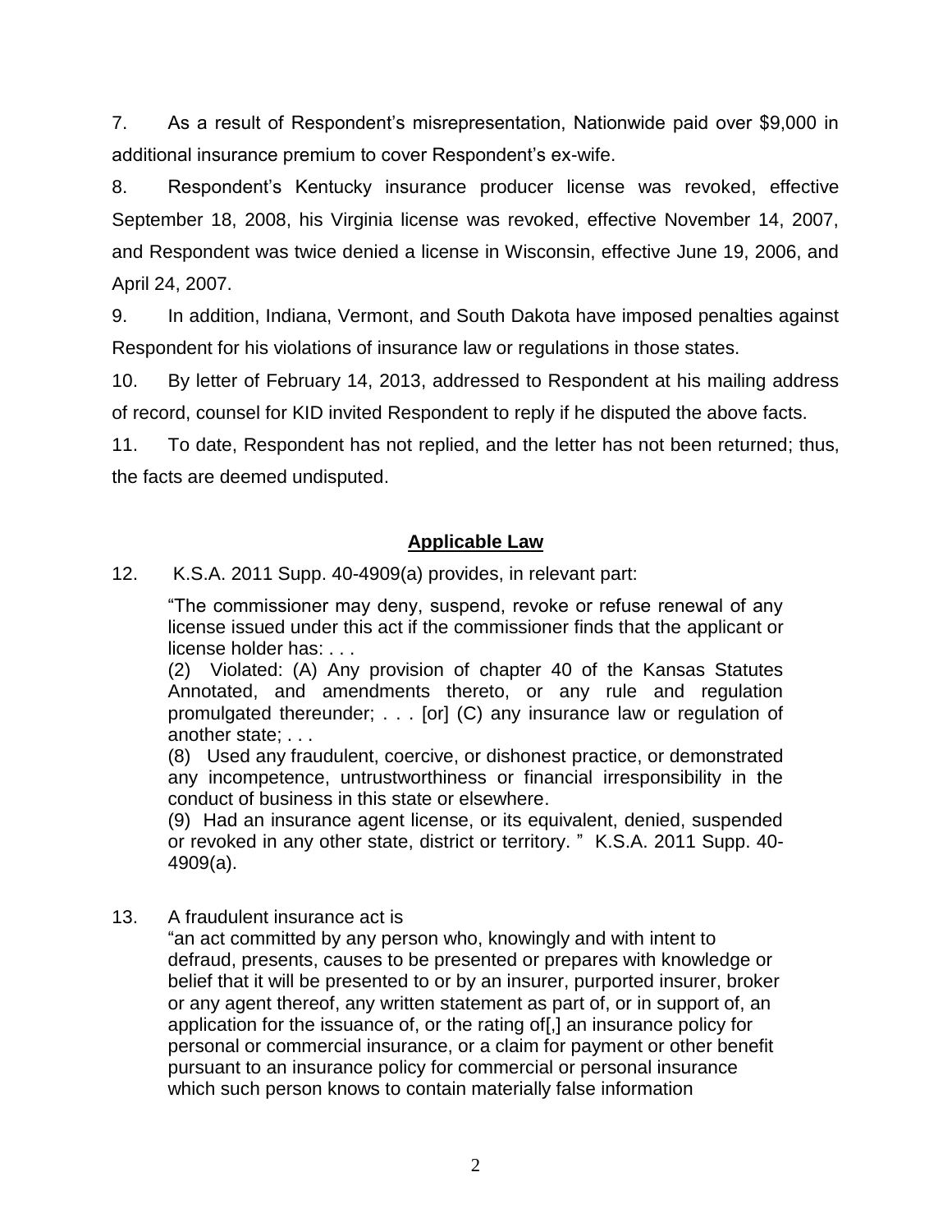7. As a result of Respondent's misrepresentation, Nationwide paid over $9,000 in additional insurance premium to cover Respondent's ex-wife.

8. Respondent's Kentucky insurance producer license was revoked, effective September 18, 2008, his Virginia license was revoked, effective November 14, 2007, and Respondent was twice denied a license in Wisconsin, effective June 19, 2006, and April 24, 2007.

9. In addition, Indiana, Vermont, and South Dakota have imposed penalties against Respondent for his violations of insurance law or regulations in those states.

10. By letter of February 14, 2013, addressed to Respondent at his mailing address of record, counsel for KID invited Respondent to reply if he disputed the above facts.

11. To date, Respondent has not replied, and the letter has not been returned; thus, the facts are deemed undisputed.

## Applicable Law

12. K.S.A. 2011 Supp. 40-4909(a) provides, in relevant part:

> "The commissioner may deny, suspend, revoke or refuse renewal of any license issued under this act if the commissioner finds that the applicant or license holder has: . . .
>
> (2) Violated: (A) Any provision of chapter 40 of the Kansas Statutes Annotated, and amendments thereto, or any rule and regulation promulgated thereunder; . . . [or] (C) any insurance law or regulation of another state; . . .
>
> (8) Used any fraudulent, coercive, or dishonest practice, or demonstrated any incompetence, untrustworthiness or financial irresponsibility in the conduct of business in this state or elsewhere.
>
> (9) Had an insurance agent license, or its equivalent, denied, suspended or revoked in any other state, district or territory. " K.S.A. 2011 Supp. 40-4909(a).

13. A fraudulent insurance act is

> "an act committed by any person who, knowingly and with intent to defraud, presents, causes to be presented or prepares with knowledge or belief that it will be presented to or by an insurer, purported insurer, broker or any agent thereof, any written statement as part of, or in support of, an application for the issuance of, or the rating of[,] an insurance policy for personal or commercial insurance, or a claim for payment or other benefit pursuant to an insurance policy for commercial or personal insurance which such person knows to contain materially false information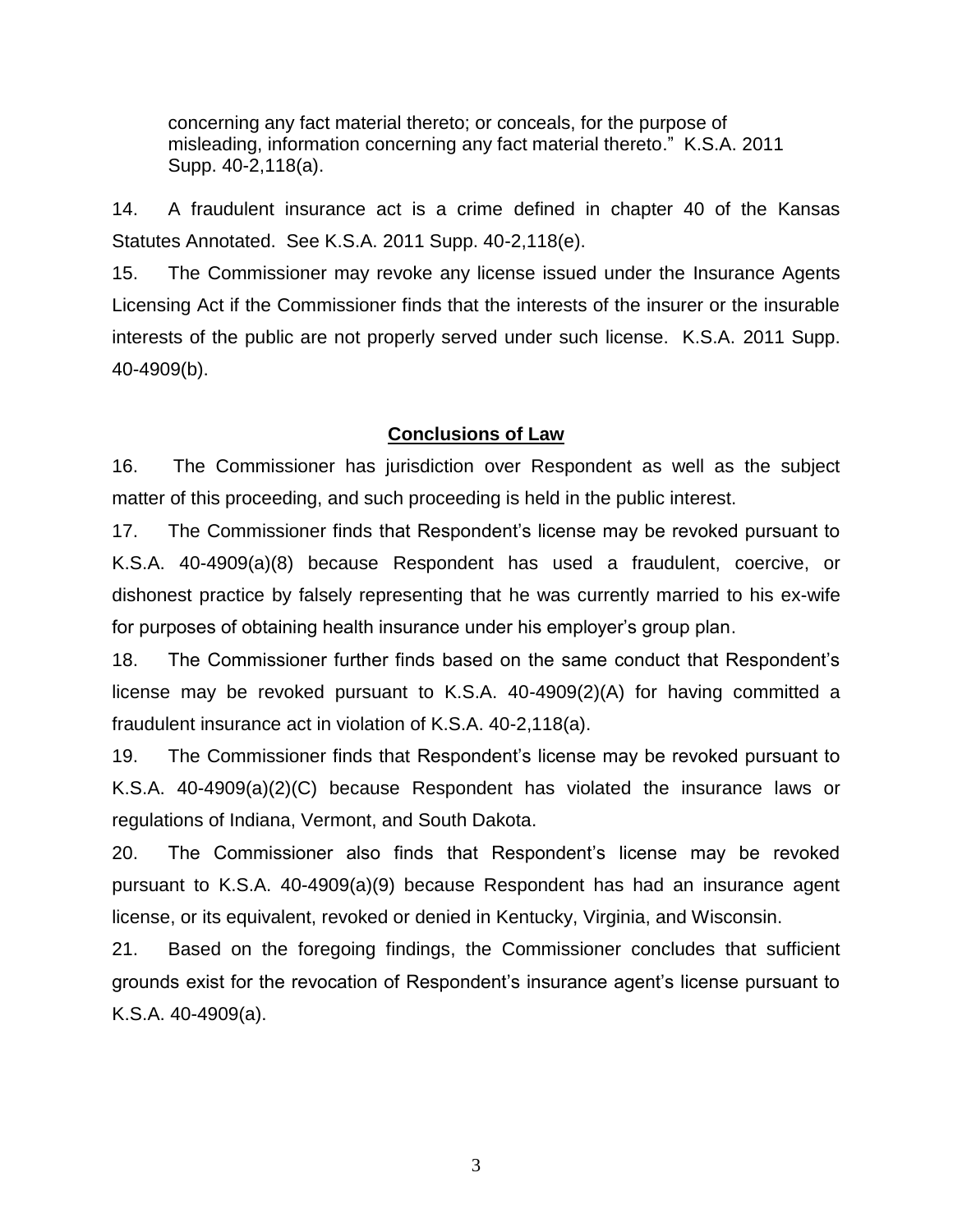> concerning any fact material thereto; or conceals, for the purpose of misleading, information concerning any fact material thereto." K.S.A. 2011 Supp. 40-2,118(a).

14. A fraudulent insurance act is a crime defined in chapter 40 of the Kansas Statutes Annotated. See K.S.A. 2011 Supp. 40-2,118(e).

15. The Commissioner may revoke any license issued under the Insurance Agents Licensing Act if the Commissioner finds that the interests of the insurer or the insurable interests of the public are not properly served under such license. K.S.A. 2011 Supp. 40-4909(b).

## Conclusions of Law

16. The Commissioner has jurisdiction over Respondent as well as the subject matter of this proceeding, and such proceeding is held in the public interest.

17. The Commissioner finds that Respondent's license may be revoked pursuant to K.S.A. 40-4909(a)(8) because Respondent has used a fraudulent, coercive, or dishonest practice by falsely representing that he was currently married to his ex-wife for purposes of obtaining health insurance under his employer's group plan.

18. The Commissioner further finds based on the same conduct that Respondent's license may be revoked pursuant to K.S.A. 40-4909(2)(A) for having committed a fraudulent insurance act in violation of K.S.A. 40-2,118(a).

19. The Commissioner finds that Respondent's license may be revoked pursuant to K.S.A. 40-4909(a)(2)(C) because Respondent has violated the insurance laws or regulations of Indiana, Vermont, and South Dakota.

20. The Commissioner also finds that Respondent's license may be revoked pursuant to K.S.A. 40-4909(a)(9) because Respondent has had an insurance agent license, or its equivalent, revoked or denied in Kentucky, Virginia, and Wisconsin.

21. Based on the foregoing findings, the Commissioner concludes that sufficient grounds exist for the revocation of Respondent's insurance agent's license pursuant to K.S.A. 40-4909(a).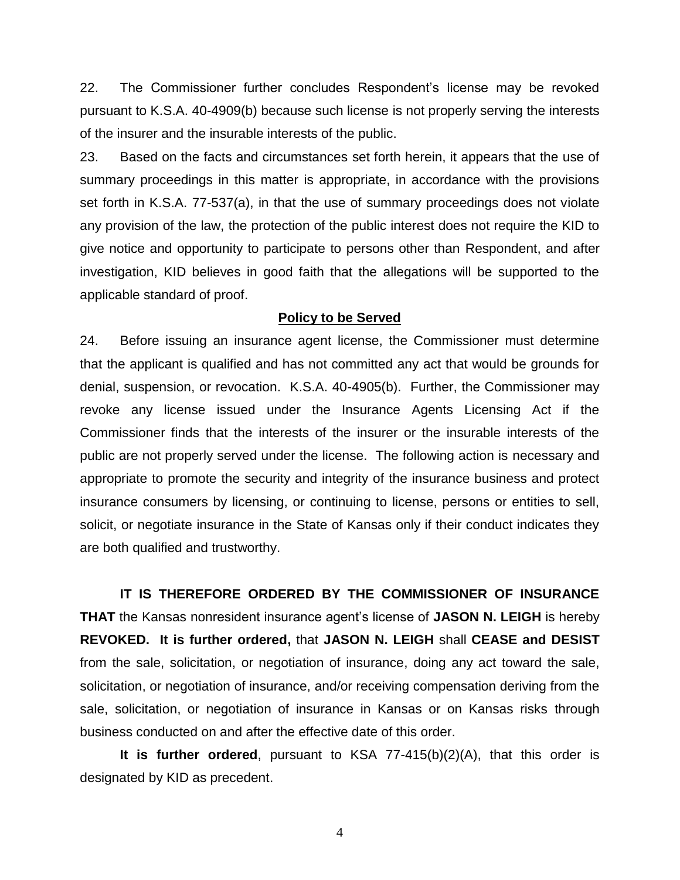22. The Commissioner further concludes Respondent's license may be revoked pursuant to K.S.A. 40-4909(b) because such license is not properly serving the interests of the insurer and the insurable interests of the public.

23. Based on the facts and circumstances set forth herein, it appears that the use of summary proceedings in this matter is appropriate, in accordance with the provisions set forth in K.S.A. 77-537(a), in that the use of summary proceedings does not violate any provision of the law, the protection of the public interest does not require the KID to give notice and opportunity to participate to persons other than Respondent, and after investigation, KID believes in good faith that the allegations will be supported to the applicable standard of proof.

## Policy to be Served

24. Before issuing an insurance agent license, the Commissioner must determine that the applicant is qualified and has not committed any act that would be grounds for denial, suspension, or revocation. K.S.A. 40-4905(b). Further, the Commissioner may revoke any license issued under the Insurance Agents Licensing Act if the Commissioner finds that the interests of the insurer or the insurable interests of the public are not properly served under the license. The following action is necessary and appropriate to promote the security and integrity of the insurance business and protect insurance consumers by licensing, or continuing to license, persons or entities to sell, solicit, or negotiate insurance in the State of Kansas only if their conduct indicates they are both qualified and trustworthy.

**IT IS THEREFORE ORDERED BY THE COMMISSIONER OF INSURANCE THAT** the Kansas nonresident insurance agent's license of **JASON N. LEIGH** is hereby **REVOKED. It is further ordered,** that **JASON N. LEIGH** shall **CEASE and DESIST** from the sale, solicitation, or negotiation of insurance, doing any act toward the sale, solicitation, or negotiation of insurance, and/or receiving compensation deriving from the sale, solicitation, or negotiation of insurance in Kansas or on Kansas risks through business conducted on and after the effective date of this order.

**It is further ordered**, pursuant to KSA 77-415(b)(2)(A), that this order is designated by KID as precedent.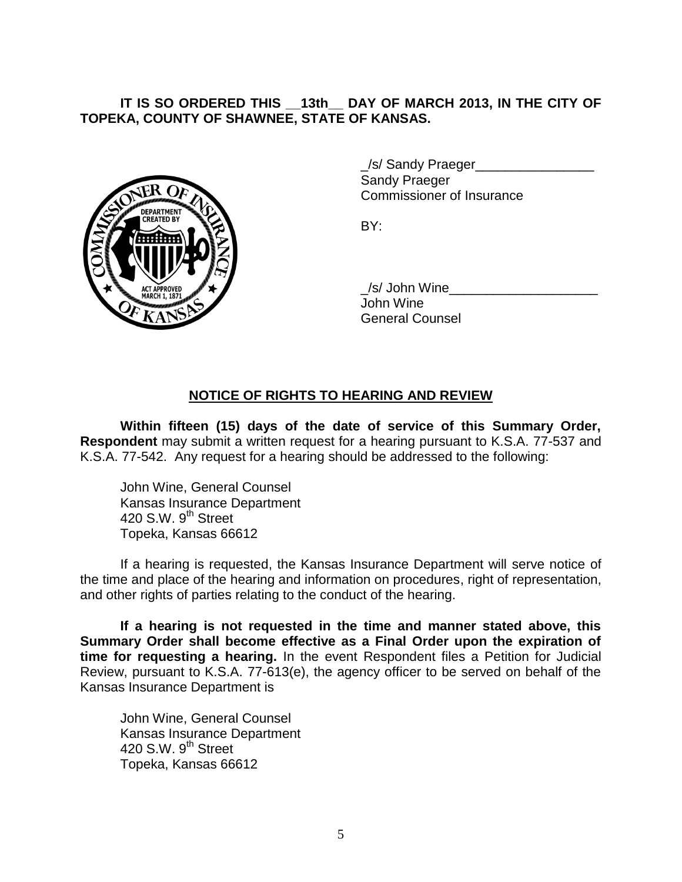**IT IS SO ORDERED THIS __13th__ DAY OF MARCH 2013, IN THE CITY OF TOPEKA, COUNTY OF SHAWNEE, STATE OF KANSAS.**

_/s/ Sandy Praeger________________
Sandy Praeger
Commissioner of Insurance

BY:

_/s/ John Wine____________________
John Wine
General Counsel

## NOTICE OF RIGHTS TO HEARING AND REVIEW

**Within fifteen (15) days of the date of service of this Summary Order, Respondent** may submit a written request for a hearing pursuant to K.S.A. 77-537 and K.S.A. 77-542. Any request for a hearing should be addressed to the following:

John Wine, General Counsel
Kansas Insurance Department
420 S.W. 9th Street
Topeka, Kansas 66612

If a hearing is requested, the Kansas Insurance Department will serve notice of the time and place of the hearing and information on procedures, right of representation, and other rights of parties relating to the conduct of the hearing.

**If a hearing is not requested in the time and manner stated above, this Summary Order shall become effective as a Final Order upon the expiration of time for requesting a hearing.** In the event Respondent files a Petition for Judicial Review, pursuant to K.S.A. 77-613(e), the agency officer to be served on behalf of the Kansas Insurance Department is

John Wine, General Counsel
Kansas Insurance Department
420 S.W. 9th Street
Topeka, Kansas 66612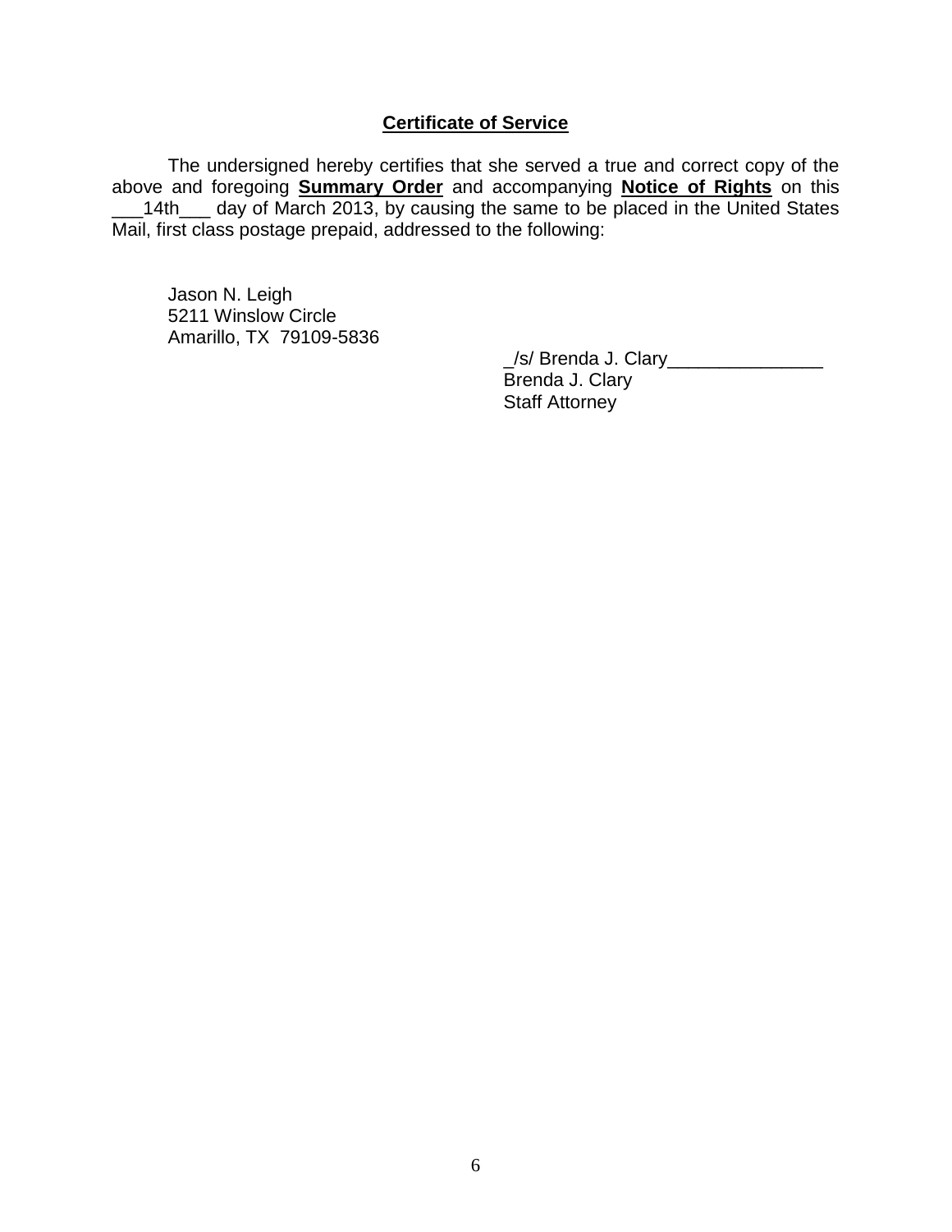## Certificate of Service

The undersigned hereby certifies that she served a true and correct copy of the above and foregoing **Summary Order** and accompanying **Notice of Rights** on this ___14th___ day of March 2013, by causing the same to be placed in the United States Mail, first class postage prepaid, addressed to the following:

Jason N. Leigh
5211 Winslow Circle
Amarillo, TX 79109-5836

_/s/ Brenda J. Clary_______________
Brenda J. Clary
Staff Attorney